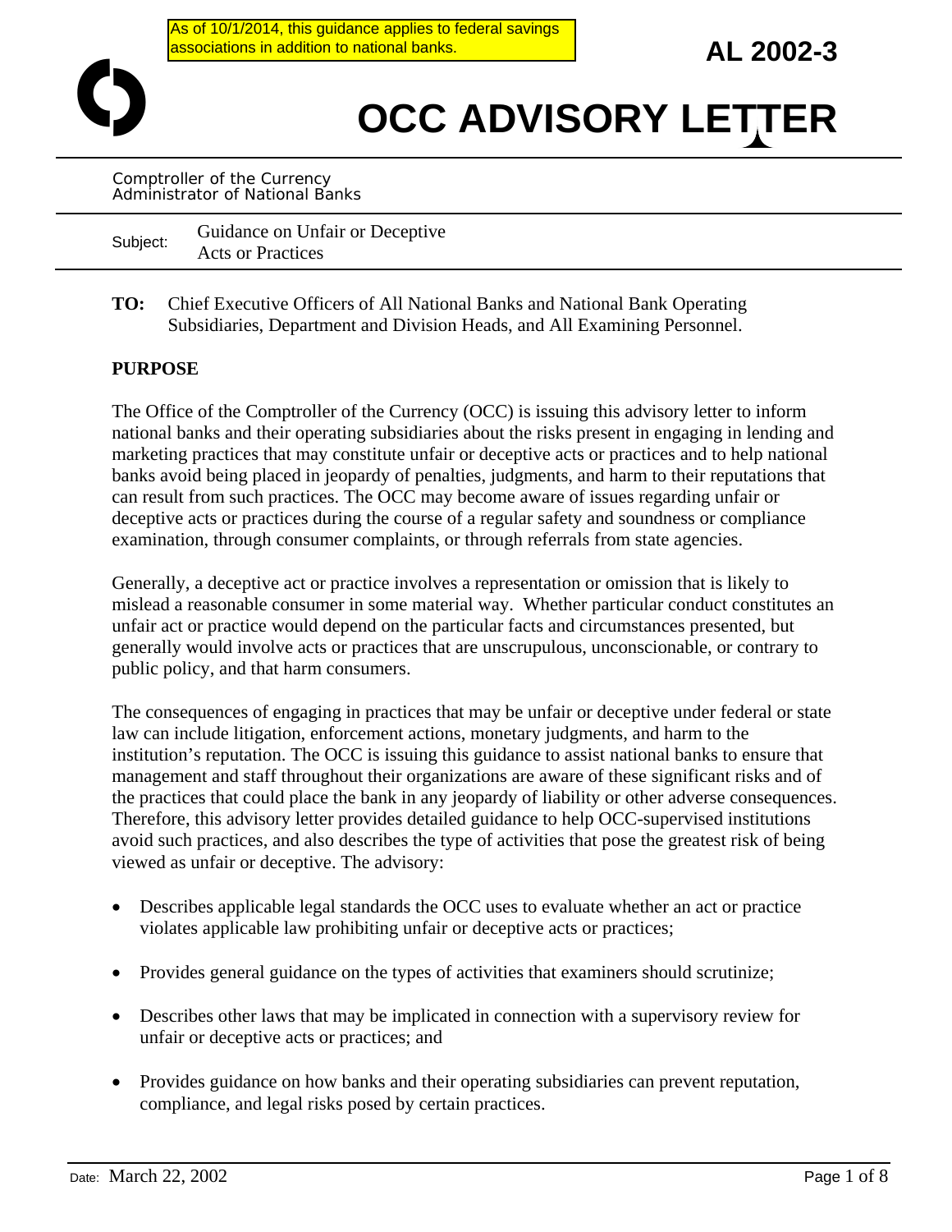As of 10/1/2014, this guidance applies to federal savings associations in addition to national banks.

**AL 2002-3**

# OCC ADVISORY LETTER

Comptroller of the Currency
Administrator of National Banks

Subject: Guidance on Unfair or Deceptive Acts or Practices

**TO:** Chief Executive Officers of All National Banks and National Bank Operating Subsidiaries, Department and Division Heads, and All Examining Personnel.

**PURPOSE**

The Office of the Comptroller of the Currency (OCC) is issuing this advisory letter to inform national banks and their operating subsidiaries about the risks present in engaging in lending and marketing practices that may constitute unfair or deceptive acts or practices and to help national banks avoid being placed in jeopardy of penalties, judgments, and harm to their reputations that can result from such practices. The OCC may become aware of issues regarding unfair or deceptive acts or practices during the course of a regular safety and soundness or compliance examination, through consumer complaints, or through referrals from state agencies.

Generally, a deceptive act or practice involves a representation or omission that is likely to mislead a reasonable consumer in some material way. Whether particular conduct constitutes an unfair act or practice would depend on the particular facts and circumstances presented, but generally would involve acts or practices that are unscrupulous, unconscionable, or contrary to public policy, and that harm consumers.

The consequences of engaging in practices that may be unfair or deceptive under federal or state law can include litigation, enforcement actions, monetary judgments, and harm to the institution's reputation. The OCC is issuing this guidance to assist national banks to ensure that management and staff throughout their organizations are aware of these significant risks and of the practices that could place the bank in any jeopardy of liability or other adverse consequences. Therefore, this advisory letter provides detailed guidance to help OCC-supervised institutions avoid such practices, and also describes the type of activities that pose the greatest risk of being viewed as unfair or deceptive. The advisory:

- Describes applicable legal standards the OCC uses to evaluate whether an act or practice violates applicable law prohibiting unfair or deceptive acts or practices;
- Provides general guidance on the types of activities that examiners should scrutinize;
- Describes other laws that may be implicated in connection with a supervisory review for unfair or deceptive acts or practices; and
- Provides guidance on how banks and their operating subsidiaries can prevent reputation, compliance, and legal risks posed by certain practices.

Date: March 22, 2002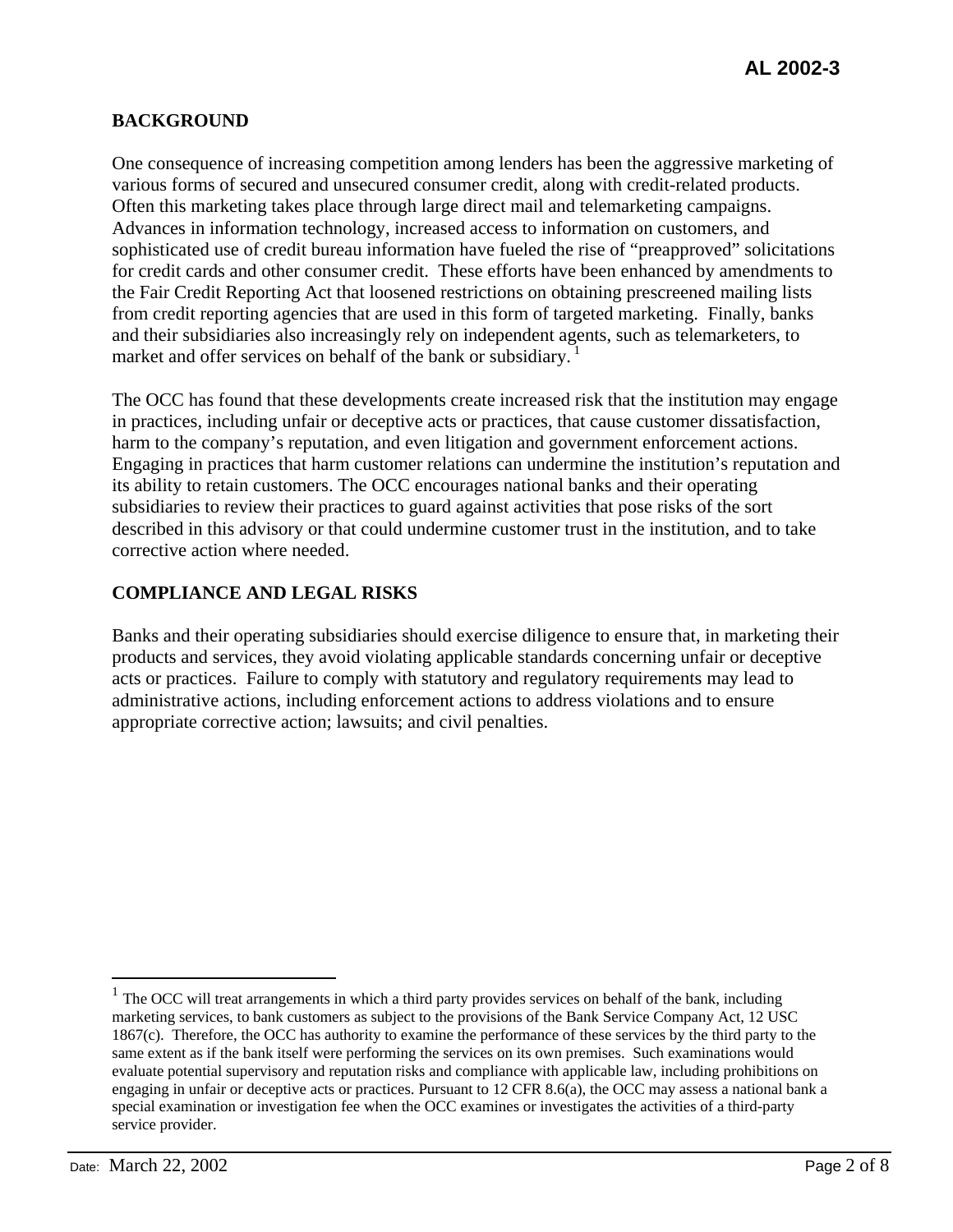## BACKGROUND

One consequence of increasing competition among lenders has been the aggressive marketing of various forms of secured and unsecured consumer credit, along with credit-related products. Often this marketing takes place through large direct mail and telemarketing campaigns. Advances in information technology, increased access to information on customers, and sophisticated use of credit bureau information have fueled the rise of "preapproved" solicitations for credit cards and other consumer credit. These efforts have been enhanced by amendments to the Fair Credit Reporting Act that loosened restrictions on obtaining prescreened mailing lists from credit reporting agencies that are used in this form of targeted marketing. Finally, banks and their subsidiaries also increasingly rely on independent agents, such as telemarketers, to market and offer services on behalf of the bank or subsidiary.[1]

The OCC has found that these developments create increased risk that the institution may engage in practices, including unfair or deceptive acts or practices, that cause customer dissatisfaction, harm to the company's reputation, and even litigation and government enforcement actions. Engaging in practices that harm customer relations can undermine the institution's reputation and its ability to retain customers. The OCC encourages national banks and their operating subsidiaries to review their practices to guard against activities that pose risks of the sort described in this advisory or that could undermine customer trust in the institution, and to take corrective action where needed.

## COMPLIANCE AND LEGAL RISKS

Banks and their operating subsidiaries should exercise diligence to ensure that, in marketing their products and services, they avoid violating applicable standards concerning unfair or deceptive acts or practices. Failure to comply with statutory and regulatory requirements may lead to administrative actions, including enforcement actions to address violations and to ensure appropriate corrective action; lawsuits; and civil penalties.

---

[1] The OCC will treat arrangements in which a third party provides services on behalf of the bank, including marketing services, to bank customers as subject to the provisions of the Bank Service Company Act, 12 USC 1867(c). Therefore, the OCC has authority to examine the performance of these services by the third party to the same extent as if the bank itself were performing the services on its own premises. Such examinations would evaluate potential supervisory and reputation risks and compliance with applicable law, including prohibitions on engaging in unfair or deceptive acts or practices. Pursuant to 12 CFR 8.6(a), the OCC may assess a national bank a special examination or investigation fee when the OCC examines or investigates the activities of a third-party service provider.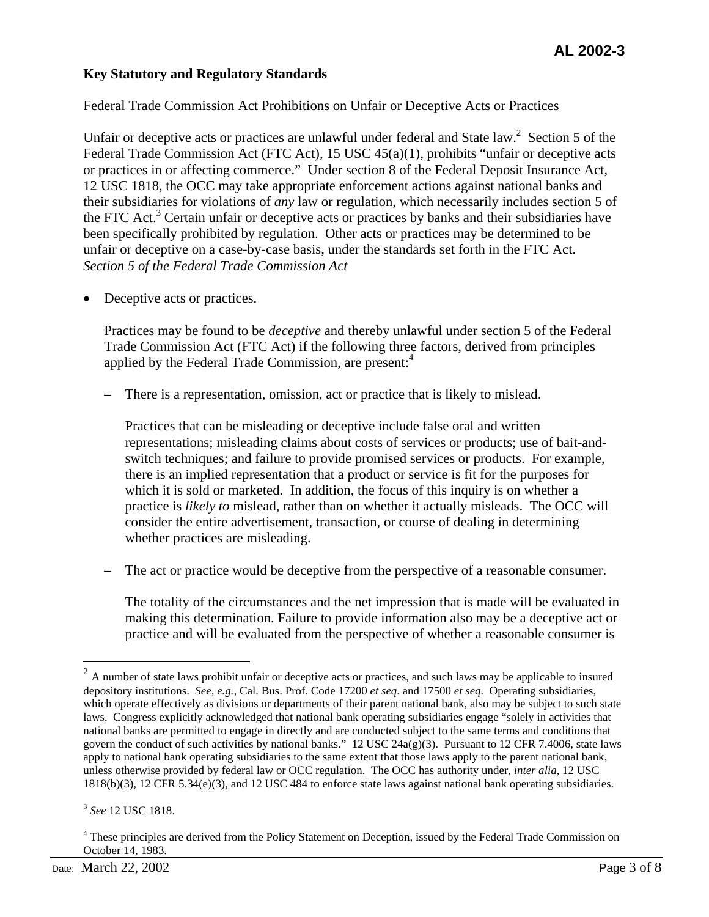**Key Statutory and Regulatory Standards**

Federal Trade Commission Act Prohibitions on Unfair or Deceptive Acts or Practices

Unfair or deceptive acts or practices are unlawful under federal and State law.[2] Section 5 of the Federal Trade Commission Act (FTC Act), 15 USC 45(a)(1), prohibits "unfair or deceptive acts or practices in or affecting commerce." Under section 8 of the Federal Deposit Insurance Act, 12 USC 1818, the OCC may take appropriate enforcement actions against national banks and their subsidiaries for violations of *any* law or regulation, which necessarily includes section 5 of the FTC Act.[3] Certain unfair or deceptive acts or practices by banks and their subsidiaries have been specifically prohibited by regulation. Other acts or practices may be determined to be unfair or deceptive on a case-by-case basis, under the standards set forth in the FTC Act.

*Section 5 of the Federal Trade Commission Act*

- Deceptive acts or practices.

  Practices may be found to be *deceptive* and thereby unlawful under section 5 of the Federal Trade Commission Act (FTC Act) if the following three factors, derived from principles applied by the Federal Trade Commission, are present:[4]

  – There is a representation, omission, act or practice that is likely to mislead.

    Practices that can be misleading or deceptive include false oral and written representations; misleading claims about costs of services or products; use of bait-and-switch techniques; and failure to provide promised services or products. For example, there is an implied representation that a product or service is fit for the purposes for which it is sold or marketed. In addition, the focus of this inquiry is on whether a practice is *likely to* mislead, rather than on whether it actually misleads. The OCC will consider the entire advertisement, transaction, or course of dealing in determining whether practices are misleading.

  – The act or practice would be deceptive from the perspective of a reasonable consumer.

    The totality of the circumstances and the net impression that is made will be evaluated in making this determination. Failure to provide information also may be a deceptive act or practice and will be evaluated from the perspective of whether a reasonable consumer is

---

[2] A number of state laws prohibit unfair or deceptive acts or practices, and such laws may be applicable to insured depository institutions. *See, e.g.,* Cal. Bus. Prof. Code 17200 *et seq*. and 17500 *et seq*. Operating subsidiaries, which operate effectively as divisions or departments of their parent national bank, also may be subject to such state laws. Congress explicitly acknowledged that national bank operating subsidiaries engage "solely in activities that national banks are permitted to engage in directly and are conducted subject to the same terms and conditions that govern the conduct of such activities by national banks." 12 USC 24a(g)(3). Pursuant to 12 CFR 7.4006, state laws apply to national bank operating subsidiaries to the same extent that those laws apply to the parent national bank, unless otherwise provided by federal law or OCC regulation. The OCC has authority under, *inter alia*, 12 USC 1818(b)(3), 12 CFR 5.34(e)(3), and 12 USC 484 to enforce state laws against national bank operating subsidiaries.

[3] *See* 12 USC 1818.

[4] These principles are derived from the Policy Statement on Deception, issued by the Federal Trade Commission on October 14, 1983.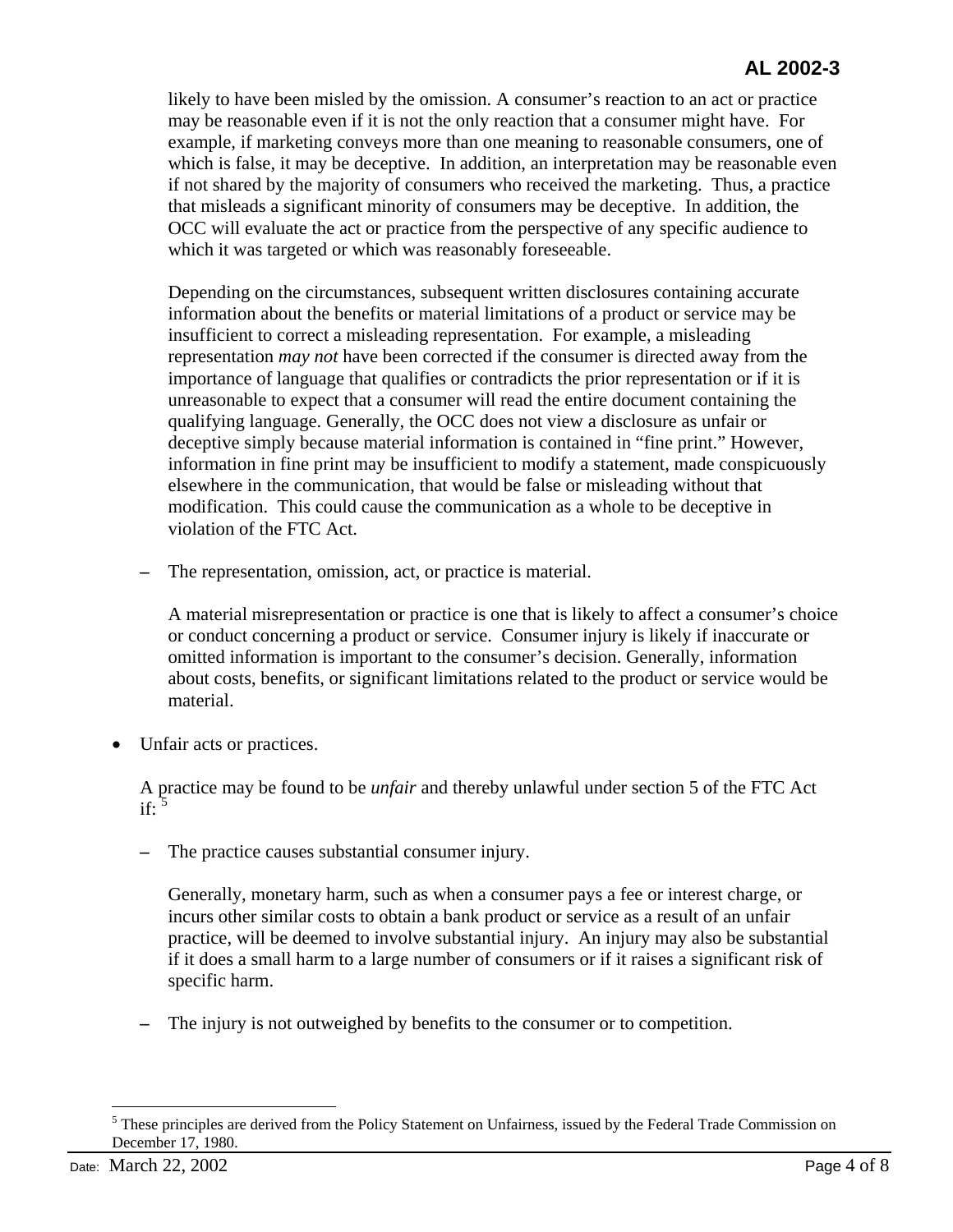likely to have been misled by the omission. A consumer's reaction to an act or practice may be reasonable even if it is not the only reaction that a consumer might have. For example, if marketing conveys more than one meaning to reasonable consumers, one of which is false, it may be deceptive. In addition, an interpretation may be reasonable even if not shared by the majority of consumers who received the marketing. Thus, a practice that misleads a significant minority of consumers may be deceptive. In addition, the OCC will evaluate the act or practice from the perspective of any specific audience to which it was targeted or which was reasonably foreseeable.

Depending on the circumstances, subsequent written disclosures containing accurate information about the benefits or material limitations of a product or service may be insufficient to correct a misleading representation. For example, a misleading representation *may not* have been corrected if the consumer is directed away from the importance of language that qualifies or contradicts the prior representation or if it is unreasonable to expect that a consumer will read the entire document containing the qualifying language. Generally, the OCC does not view a disclosure as unfair or deceptive simply because material information is contained in "fine print." However, information in fine print may be insufficient to modify a statement, made conspicuously elsewhere in the communication, that would be false or misleading without that modification. This could cause the communication as a whole to be deceptive in violation of the FTC Act.

– The representation, omission, act, or practice is material.

  A material misrepresentation or practice is one that is likely to affect a consumer's choice or conduct concerning a product or service. Consumer injury is likely if inaccurate or omitted information is important to the consumer's decision. Generally, information about costs, benefits, or significant limitations related to the product or service would be material.

- Unfair acts or practices.

  A practice may be found to be *unfair* and thereby unlawful under section 5 of the FTC Act if: [5]

  – The practice causes substantial consumer injury.

    Generally, monetary harm, such as when a consumer pays a fee or interest charge, or incurs other similar costs to obtain a bank product or service as a result of an unfair practice, will be deemed to involve substantial injury. An injury may also be substantial if it does a small harm to a large number of consumers or if it raises a significant risk of specific harm.

  – The injury is not outweighed by benefits to the consumer or to competition.

---

[5] These principles are derived from the Policy Statement on Unfairness, issued by the Federal Trade Commission on December 17, 1980.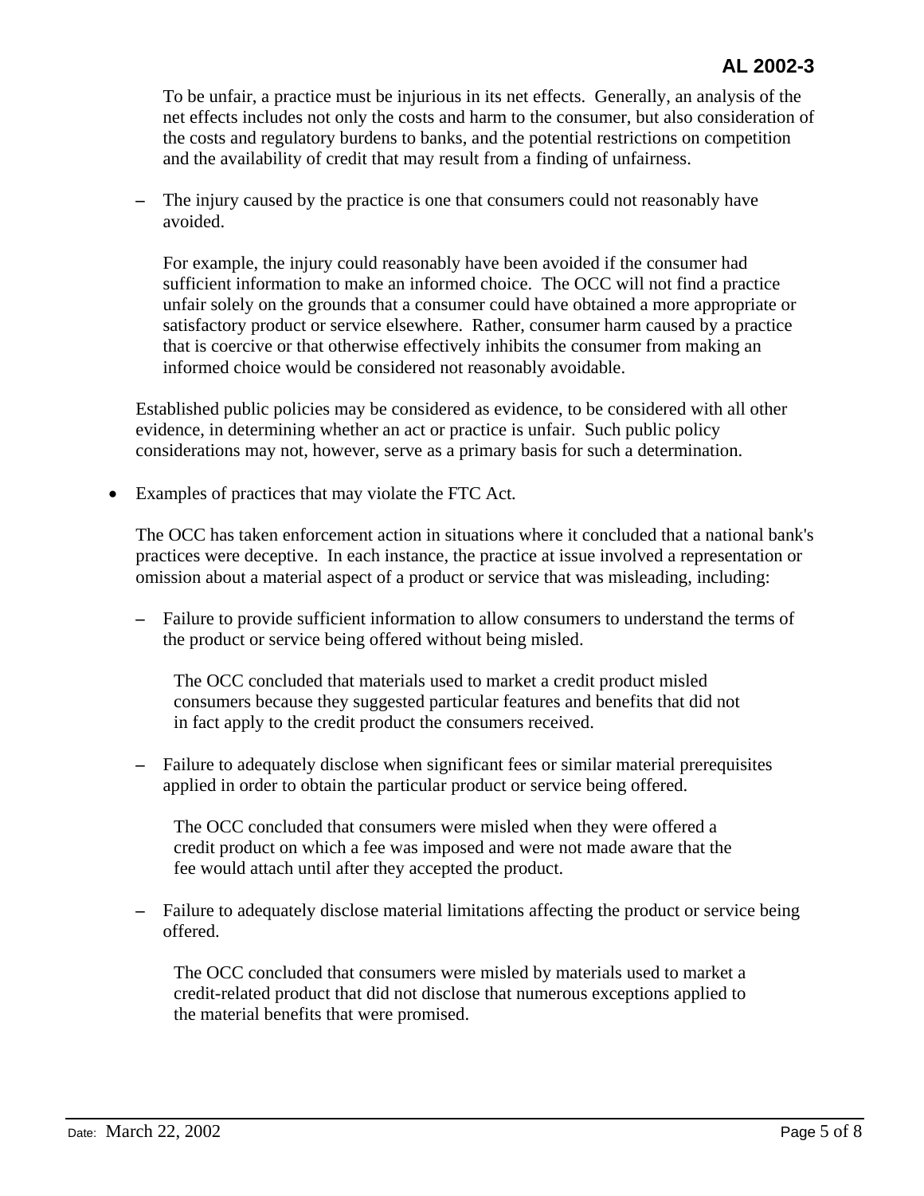To be unfair, a practice must be injurious in its net effects. Generally, an analysis of the net effects includes not only the costs and harm to the consumer, but also consideration of the costs and regulatory burdens to banks, and the potential restrictions on competition and the availability of credit that may result from a finding of unfairness.

- The injury caused by the practice is one that consumers could not reasonably have avoided.

  For example, the injury could reasonably have been avoided if the consumer had sufficient information to make an informed choice. The OCC will not find a practice unfair solely on the grounds that a consumer could have obtained a more appropriate or satisfactory product or service elsewhere. Rather, consumer harm caused by a practice that is coercive or that otherwise effectively inhibits the consumer from making an informed choice would be considered not reasonably avoidable.

Established public policies may be considered as evidence, to be considered with all other evidence, in determining whether an act or practice is unfair. Such public policy considerations may not, however, serve as a primary basis for such a determination.

- Examples of practices that may violate the FTC Act.

  The OCC has taken enforcement action in situations where it concluded that a national bank's practices were deceptive. In each instance, the practice at issue involved a representation or omission about a material aspect of a product or service that was misleading, including:

  - Failure to provide sufficient information to allow consumers to understand the terms of the product or service being offered without being misled.

    The OCC concluded that materials used to market a credit product misled consumers because they suggested particular features and benefits that did not in fact apply to the credit product the consumers received.

  - Failure to adequately disclose when significant fees or similar material prerequisites applied in order to obtain the particular product or service being offered.

    The OCC concluded that consumers were misled when they were offered a credit product on which a fee was imposed and were not made aware that the fee would attach until after they accepted the product.

  - Failure to adequately disclose material limitations affecting the product or service being offered.

    The OCC concluded that consumers were misled by materials used to market a credit-related product that did not disclose that numerous exceptions applied to the material benefits that were promised.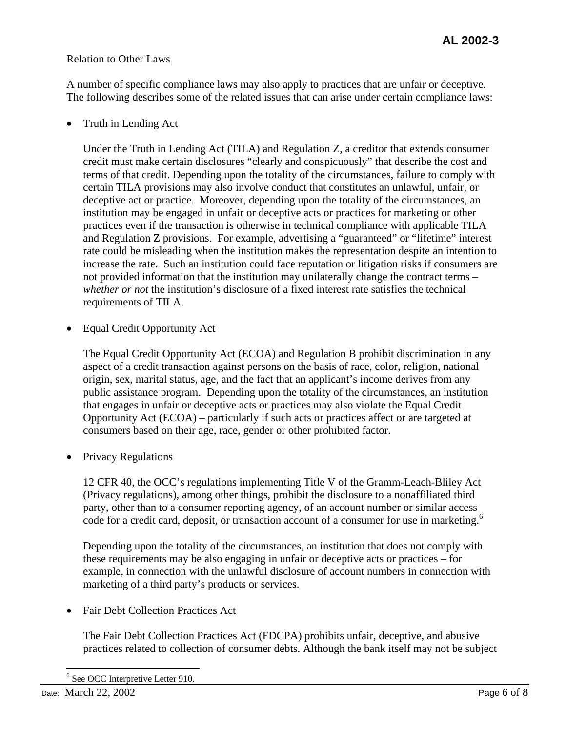<u>Relation to Other Laws</u>

A number of specific compliance laws may also apply to practices that are unfair or deceptive. The following describes some of the related issues that can arise under certain compliance laws:

- Truth in Lending Act

  Under the Truth in Lending Act (TILA) and Regulation Z, a creditor that extends consumer credit must make certain disclosures "clearly and conspicuously" that describe the cost and terms of that credit. Depending upon the totality of the circumstances, failure to comply with certain TILA provisions may also involve conduct that constitutes an unlawful, unfair, or deceptive act or practice. Moreover, depending upon the totality of the circumstances, an institution may be engaged in unfair or deceptive acts or practices for marketing or other practices even if the transaction is otherwise in technical compliance with applicable TILA and Regulation Z provisions. For example, advertising a "guaranteed" or "lifetime" interest rate could be misleading when the institution makes the representation despite an intention to increase the rate. Such an institution could face reputation or litigation risks if consumers are not provided information that the institution may unilaterally change the contract terms – *whether or not* the institution's disclosure of a fixed interest rate satisfies the technical requirements of TILA.

- Equal Credit Opportunity Act

  The Equal Credit Opportunity Act (ECOA) and Regulation B prohibit discrimination in any aspect of a credit transaction against persons on the basis of race, color, religion, national origin, sex, marital status, age, and the fact that an applicant's income derives from any public assistance program. Depending upon the totality of the circumstances, an institution that engages in unfair or deceptive acts or practices may also violate the Equal Credit Opportunity Act (ECOA) – particularly if such acts or practices affect or are targeted at consumers based on their age, race, gender or other prohibited factor.

- Privacy Regulations

  12 CFR 40, the OCC's regulations implementing Title V of the Gramm-Leach-Bliley Act (Privacy regulations), among other things, prohibit the disclosure to a nonaffiliated third party, other than to a consumer reporting agency, of an account number or similar access code for a credit card, deposit, or transaction account of a consumer for use in marketing.[6]

  Depending upon the totality of the circumstances, an institution that does not comply with these requirements may be also engaging in unfair or deceptive acts or practices – for example, in connection with the unlawful disclosure of account numbers in connection with marketing of a third party's products or services.

- Fair Debt Collection Practices Act

  The Fair Debt Collection Practices Act (FDCPA) prohibits unfair, deceptive, and abusive practices related to collection of consumer debts. Although the bank itself may not be subject

---

[6] See OCC Interpretive Letter 910.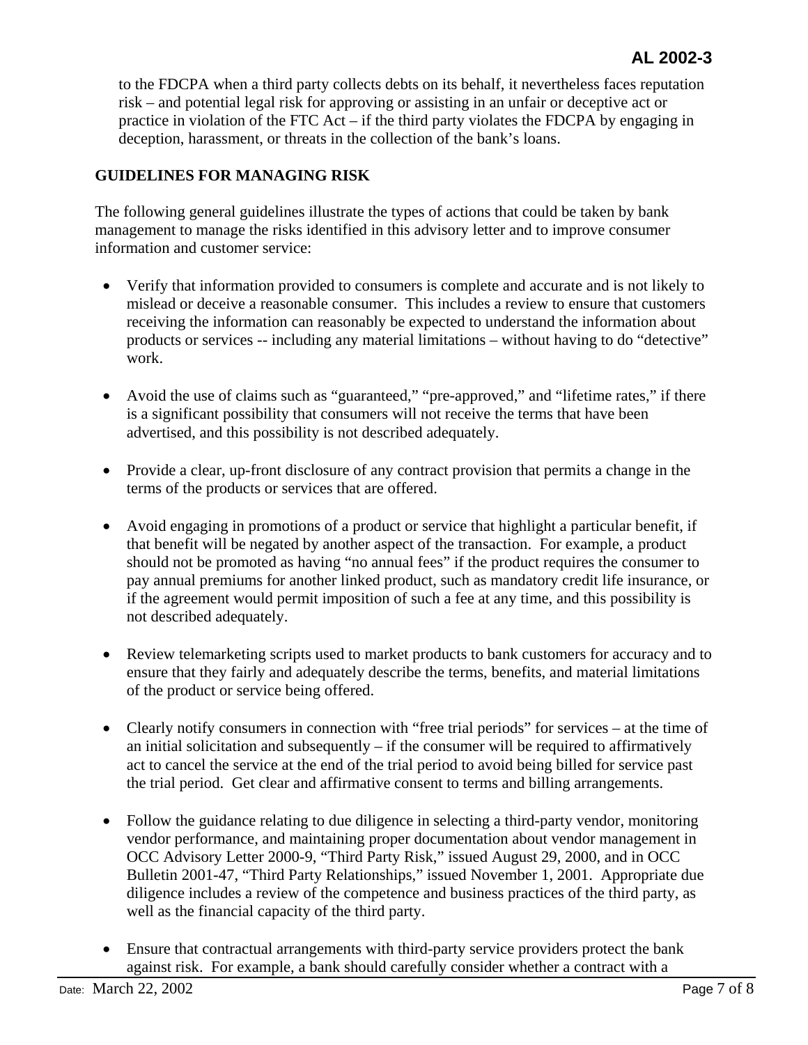to the FDCPA when a third party collects debts on its behalf, it nevertheless faces reputation risk – and potential legal risk for approving or assisting in an unfair or deceptive act or practice in violation of the FTC Act – if the third party violates the FDCPA by engaging in deception, harassment, or threats in the collection of the bank's loans.

## GUIDELINES FOR MANAGING RISK

The following general guidelines illustrate the types of actions that could be taken by bank management to manage the risks identified in this advisory letter and to improve consumer information and customer service:

- Verify that information provided to consumers is complete and accurate and is not likely to mislead or deceive a reasonable consumer. This includes a review to ensure that customers receiving the information can reasonably be expected to understand the information about products or services -- including any material limitations – without having to do "detective" work.

- Avoid the use of claims such as "guaranteed," "pre-approved," and "lifetime rates," if there is a significant possibility that consumers will not receive the terms that have been advertised, and this possibility is not described adequately.

- Provide a clear, up-front disclosure of any contract provision that permits a change in the terms of the products or services that are offered.

- Avoid engaging in promotions of a product or service that highlight a particular benefit, if that benefit will be negated by another aspect of the transaction. For example, a product should not be promoted as having "no annual fees" if the product requires the consumer to pay annual premiums for another linked product, such as mandatory credit life insurance, or if the agreement would permit imposition of such a fee at any time, and this possibility is not described adequately.

- Review telemarketing scripts used to market products to bank customers for accuracy and to ensure that they fairly and adequately describe the terms, benefits, and material limitations of the product or service being offered.

- Clearly notify consumers in connection with "free trial periods" for services – at the time of an initial solicitation and subsequently – if the consumer will be required to affirmatively act to cancel the service at the end of the trial period to avoid being billed for service past the trial period. Get clear and affirmative consent to terms and billing arrangements.

- Follow the guidance relating to due diligence in selecting a third-party vendor, monitoring vendor performance, and maintaining proper documentation about vendor management in OCC Advisory Letter 2000-9, "Third Party Risk," issued August 29, 2000, and in OCC Bulletin 2001-47, "Third Party Relationships," issued November 1, 2001. Appropriate due diligence includes a review of the competence and business practices of the third party, as well as the financial capacity of the third party.

- Ensure that contractual arrangements with third-party service providers protect the bank against risk. For example, a bank should carefully consider whether a contract with a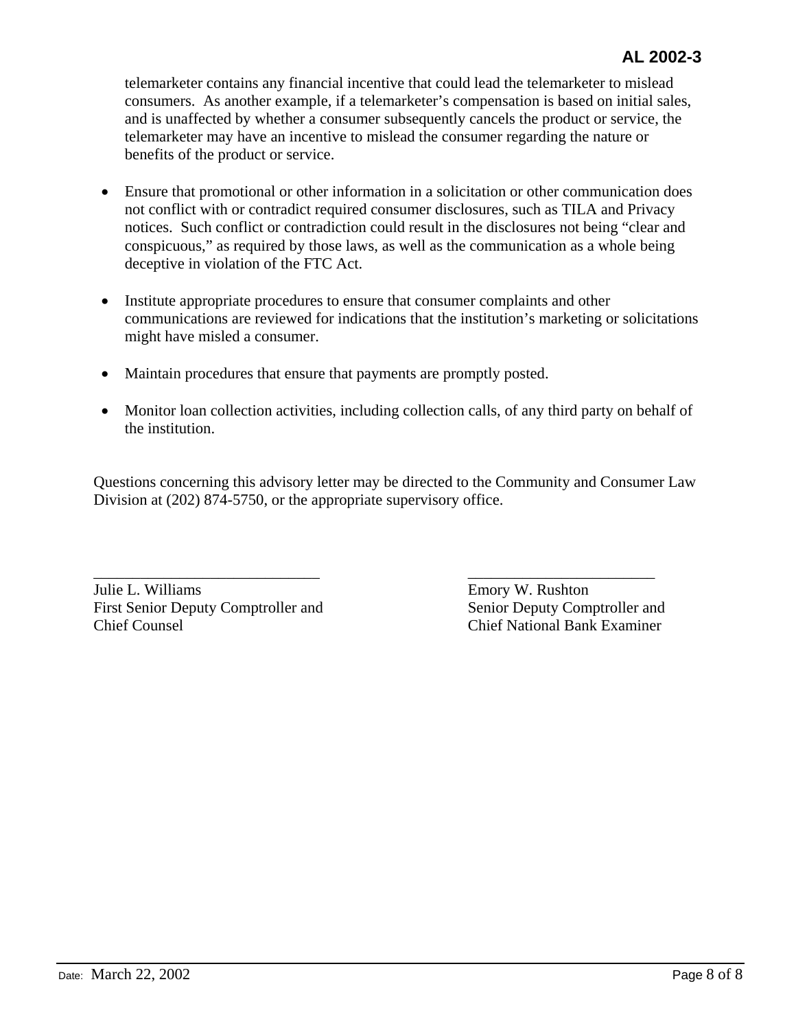telemarketer contains any financial incentive that could lead the telemarketer to mislead consumers. As another example, if a telemarketer's compensation is based on initial sales, and is unaffected by whether a consumer subsequently cancels the product or service, the telemarketer may have an incentive to mislead the consumer regarding the nature or benefits of the product or service.

- Ensure that promotional or other information in a solicitation or other communication does not conflict with or contradict required consumer disclosures, such as TILA and Privacy notices. Such conflict or contradiction could result in the disclosures not being "clear and conspicuous," as required by those laws, as well as the communication as a whole being deceptive in violation of the FTC Act.

- Institute appropriate procedures to ensure that consumer complaints and other communications are reviewed for indications that the institution's marketing or solicitations might have misled a consumer.

- Maintain procedures that ensure that payments are promptly posted.

- Monitor loan collection activities, including collection calls, of any third party on behalf of the institution.

Questions concerning this advisory letter may be directed to the Community and Consumer Law Division at (202) 874-5750, or the appropriate supervisory office.

\_\_\_\_\_\_\_\_\_\_\_\_\_\_\_\_\_\_\_\_\_\_\_\_\_\_\_\_\_\_
Julie L. Williams
First Senior Deputy Comptroller and
Chief Counsel

\_\_\_\_\_\_\_\_\_\_\_\_\_\_\_\_\_\_\_\_\_\_\_\_\_\_\_\_\_\_
Emory W. Rushton
Senior Deputy Comptroller and
Chief National Bank Examiner

Date: March 22, 2002